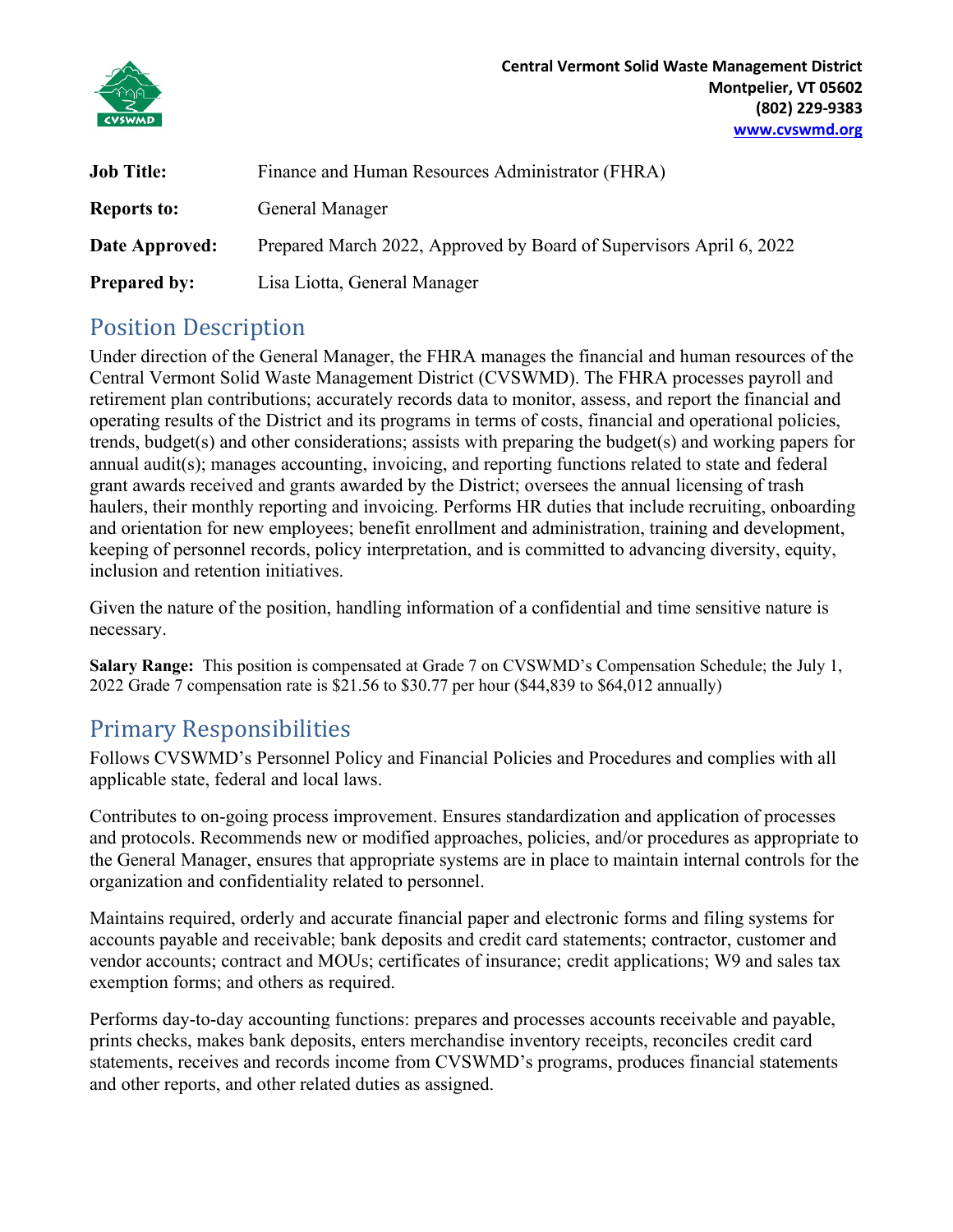**Central Vermont Solid Waste Management District**
**Montpelier, VT 05602**
**(802) 229-9383**
**www.cvswmd.org**

| | |
|---|---|
| **Job Title:** | Finance and Human Resources Administrator (FHRA) |
| **Reports to:** | General Manager |
| **Date Approved:** | Prepared March 2022, Approved by Board of Supervisors April 6, 2022 |
| **Prepared by:** | Lisa Liotta, General Manager |

## Position Description

Under direction of the General Manager, the FHRA manages the financial and human resources of the Central Vermont Solid Waste Management District (CVSWMD). The FHRA processes payroll and retirement plan contributions; accurately records data to monitor, assess, and report the financial and operating results of the District and its programs in terms of costs, financial and operational policies, trends, budget(s) and other considerations; assists with preparing the budget(s) and working papers for annual audit(s); manages accounting, invoicing, and reporting functions related to state and federal grant awards received and grants awarded by the District; oversees the annual licensing of trash haulers, their monthly reporting and invoicing. Performs HR duties that include recruiting, onboarding and orientation for new employees; benefit enrollment and administration, training and development, keeping of personnel records, policy interpretation, and is committed to advancing diversity, equity, inclusion and retention initiatives.

Given the nature of the position, handling information of a confidential and time sensitive nature is necessary.

**Salary Range:** This position is compensated at Grade 7 on CVSWMD's Compensation Schedule; the July 1, 2022 Grade 7 compensation rate is $21.56 to $30.77 per hour ($44,839 to $64,012 annually)

## Primary Responsibilities

Follows CVSWMD's Personnel Policy and Financial Policies and Procedures and complies with all applicable state, federal and local laws.

Contributes to on-going process improvement. Ensures standardization and application of processes and protocols. Recommends new or modified approaches, policies, and/or procedures as appropriate to the General Manager, ensures that appropriate systems are in place to maintain internal controls for the organization and confidentiality related to personnel.

Maintains required, orderly and accurate financial paper and electronic forms and filing systems for accounts payable and receivable; bank deposits and credit card statements; contractor, customer and vendor accounts; contract and MOUs; certificates of insurance; credit applications; W9 and sales tax exemption forms; and others as required.

Performs day-to-day accounting functions: prepares and processes accounts receivable and payable, prints checks, makes bank deposits, enters merchandise inventory receipts, reconciles credit card statements, receives and records income from CVSWMD's programs, produces financial statements and other reports, and other related duties as assigned.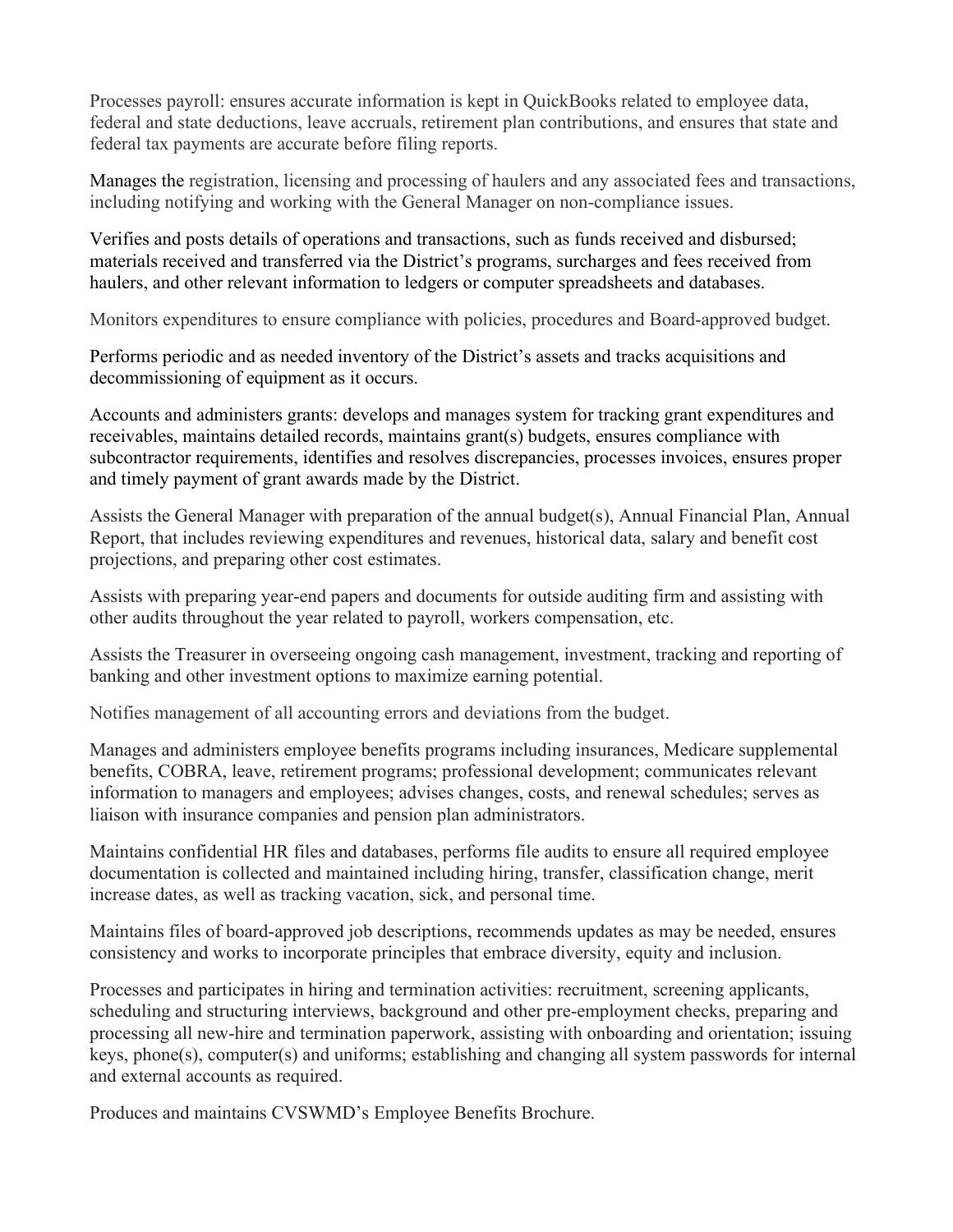Processes payroll: ensures accurate information is kept in QuickBooks related to employee data, federal and state deductions, leave accruals, retirement plan contributions, and ensures that state and federal tax payments are accurate before filing reports.

Manages the registration, licensing and processing of haulers and any associated fees and transactions, including notifying and working with the General Manager on non-compliance issues.

Verifies and posts details of operations and transactions, such as funds received and disbursed; materials received and transferred via the District's programs, surcharges and fees received from haulers, and other relevant information to ledgers or computer spreadsheets and databases.

Monitors expenditures to ensure compliance with policies, procedures and Board-approved budget.

Performs periodic and as needed inventory of the District's assets and tracks acquisitions and decommissioning of equipment as it occurs.

Accounts and administers grants: develops and manages system for tracking grant expenditures and receivables, maintains detailed records, maintains grant(s) budgets, ensures compliance with subcontractor requirements, identifies and resolves discrepancies, processes invoices, ensures proper and timely payment of grant awards made by the District.

Assists the General Manager with preparation of the annual budget(s), Annual Financial Plan, Annual Report, that includes reviewing expenditures and revenues, historical data, salary and benefit cost projections, and preparing other cost estimates.

Assists with preparing year-end papers and documents for outside auditing firm and assisting with other audits throughout the year related to payroll, workers compensation, etc.

Assists the Treasurer in overseeing ongoing cash management, investment, tracking and reporting of banking and other investment options to maximize earning potential.

Notifies management of all accounting errors and deviations from the budget.

Manages and administers employee benefits programs including insurances, Medicare supplemental benefits, COBRA, leave, retirement programs; professional development; communicates relevant information to managers and employees; advises changes, costs, and renewal schedules; serves as liaison with insurance companies and pension plan administrators.

Maintains confidential HR files and databases, performs file audits to ensure all required employee documentation is collected and maintained including hiring, transfer, classification change, merit increase dates, as well as tracking vacation, sick, and personal time.

Maintains files of board-approved job descriptions, recommends updates as may be needed, ensures consistency and works to incorporate principles that embrace diversity, equity and inclusion.

Processes and participates in hiring and termination activities: recruitment, screening applicants, scheduling and structuring interviews, background and other pre-employment checks, preparing and processing all new-hire and termination paperwork, assisting with onboarding and orientation; issuing keys, phone(s), computer(s) and uniforms; establishing and changing all system passwords for internal and external accounts as required.

Produces and maintains CVSWMD's Employee Benefits Brochure.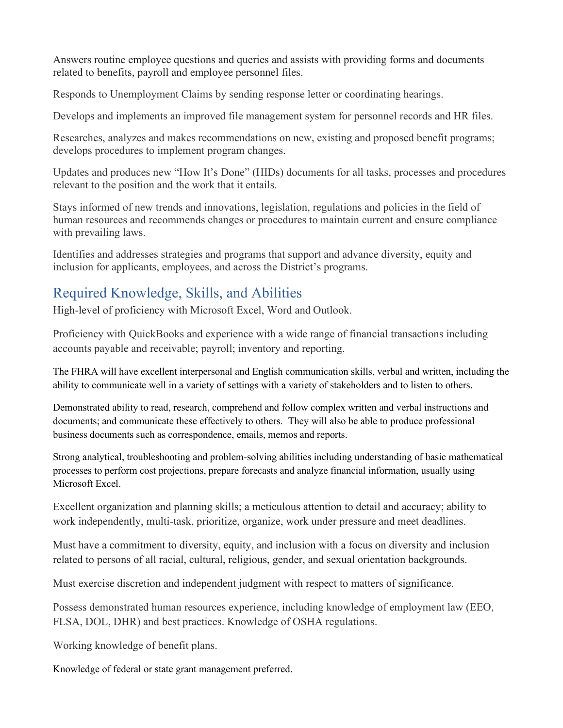Answers routine employee questions and queries and assists with providing forms and documents related to benefits, payroll and employee personnel files.

Responds to Unemployment Claims by sending response letter or coordinating hearings.

Develops and implements an improved file management system for personnel records and HR files.

Researches, analyzes and makes recommendations on new, existing and proposed benefit programs; develops procedures to implement program changes.

Updates and produces new "How It's Done" (HIDs) documents for all tasks, processes and procedures relevant to the position and the work that it entails.

Stays informed of new trends and innovations, legislation, regulations and policies in the field of human resources and recommends changes or procedures to maintain current and ensure compliance with prevailing laws.

Identifies and addresses strategies and programs that support and advance diversity, equity and inclusion for applicants, employees, and across the District's programs.

## Required Knowledge, Skills, and Abilities

High-level of proficiency with Microsoft Excel, Word and Outlook.

Proficiency with QuickBooks and experience with a wide range of financial transactions including accounts payable and receivable; payroll; inventory and reporting.

The FHRA will have excellent interpersonal and English communication skills, verbal and written, including the ability to communicate well in a variety of settings with a variety of stakeholders and to listen to others.

Demonstrated ability to read, research, comprehend and follow complex written and verbal instructions and documents; and communicate these effectively to others. They will also be able to produce professional business documents such as correspondence, emails, memos and reports.

Strong analytical, troubleshooting and problem-solving abilities including understanding of basic mathematical processes to perform cost projections, prepare forecasts and analyze financial information, usually using Microsoft Excel.

Excellent organization and planning skills; a meticulous attention to detail and accuracy; ability to work independently, multi-task, prioritize, organize, work under pressure and meet deadlines.

Must have a commitment to diversity, equity, and inclusion with a focus on diversity and inclusion related to persons of all racial, cultural, religious, gender, and sexual orientation backgrounds.

Must exercise discretion and independent judgment with respect to matters of significance.

Possess demonstrated human resources experience, including knowledge of employment law (EEO, FLSA, DOL, DHR) and best practices. Knowledge of OSHA regulations.

Working knowledge of benefit plans.

Knowledge of federal or state grant management preferred.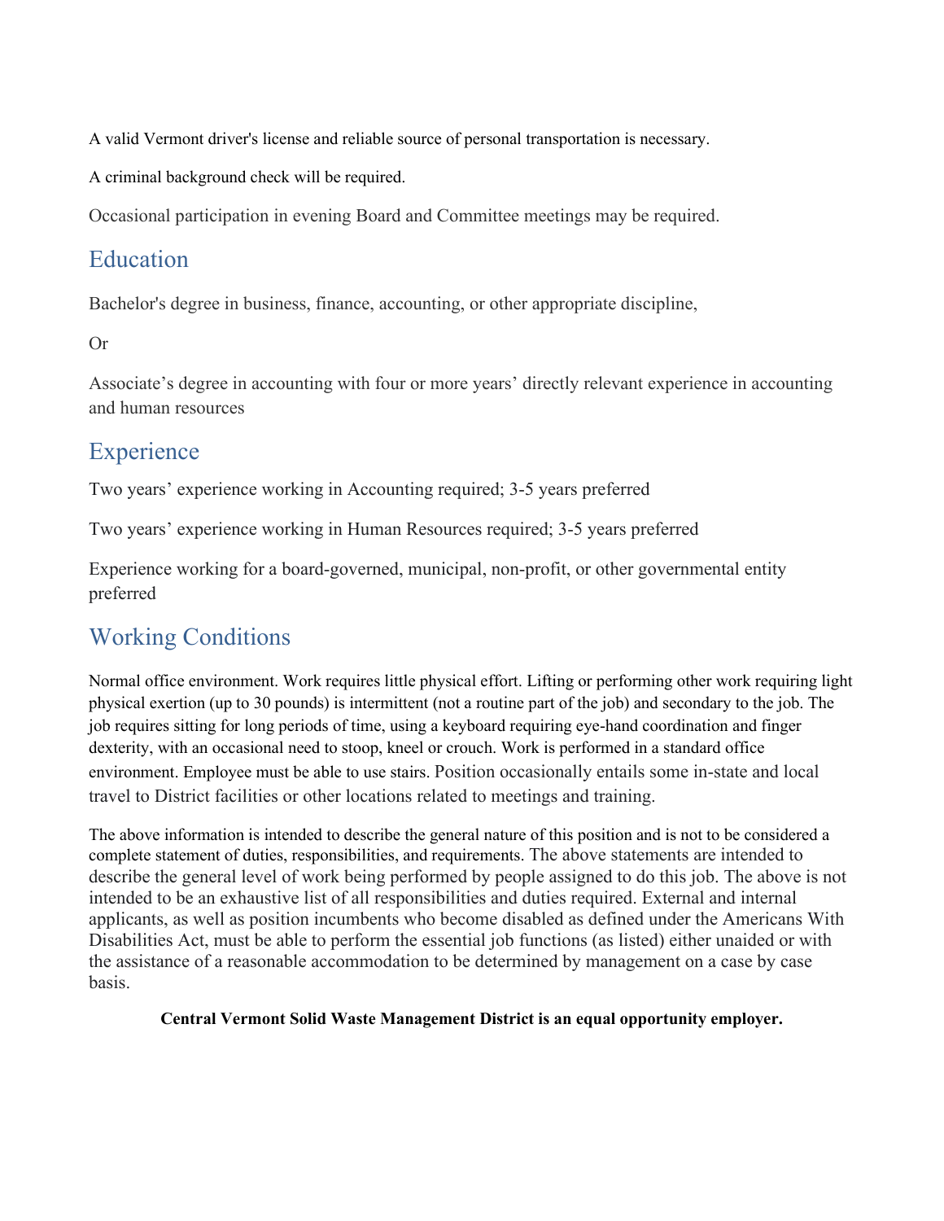A valid Vermont driver's license and reliable source of personal transportation is necessary.

A criminal background check will be required.

Occasional participation in evening Board and Committee meetings may be required.

## Education

Bachelor's degree in business, finance, accounting, or other appropriate discipline,

Or

Associate's degree in accounting with four or more years' directly relevant experience in accounting and human resources

## Experience

Two years' experience working in Accounting required; 3-5 years preferred

Two years' experience working in Human Resources required; 3-5 years preferred

Experience working for a board-governed, municipal, non-profit, or other governmental entity preferred

## Working Conditions

Normal office environment. Work requires little physical effort. Lifting or performing other work requiring light physical exertion (up to 30 pounds) is intermittent (not a routine part of the job) and secondary to the job. The job requires sitting for long periods of time, using a keyboard requiring eye-hand coordination and finger dexterity, with an occasional need to stoop, kneel or crouch. Work is performed in a standard office environment. Employee must be able to use stairs. Position occasionally entails some in-state and local travel to District facilities or other locations related to meetings and training.

The above information is intended to describe the general nature of this position and is not to be considered a complete statement of duties, responsibilities, and requirements. The above statements are intended to describe the general level of work being performed by people assigned to do this job. The above is not intended to be an exhaustive list of all responsibilities and duties required. External and internal applicants, as well as position incumbents who become disabled as defined under the Americans With Disabilities Act, must be able to perform the essential job functions (as listed) either unaided or with the assistance of a reasonable accommodation to be determined by management on a case by case basis.

**Central Vermont Solid Waste Management District is an equal opportunity employer.**